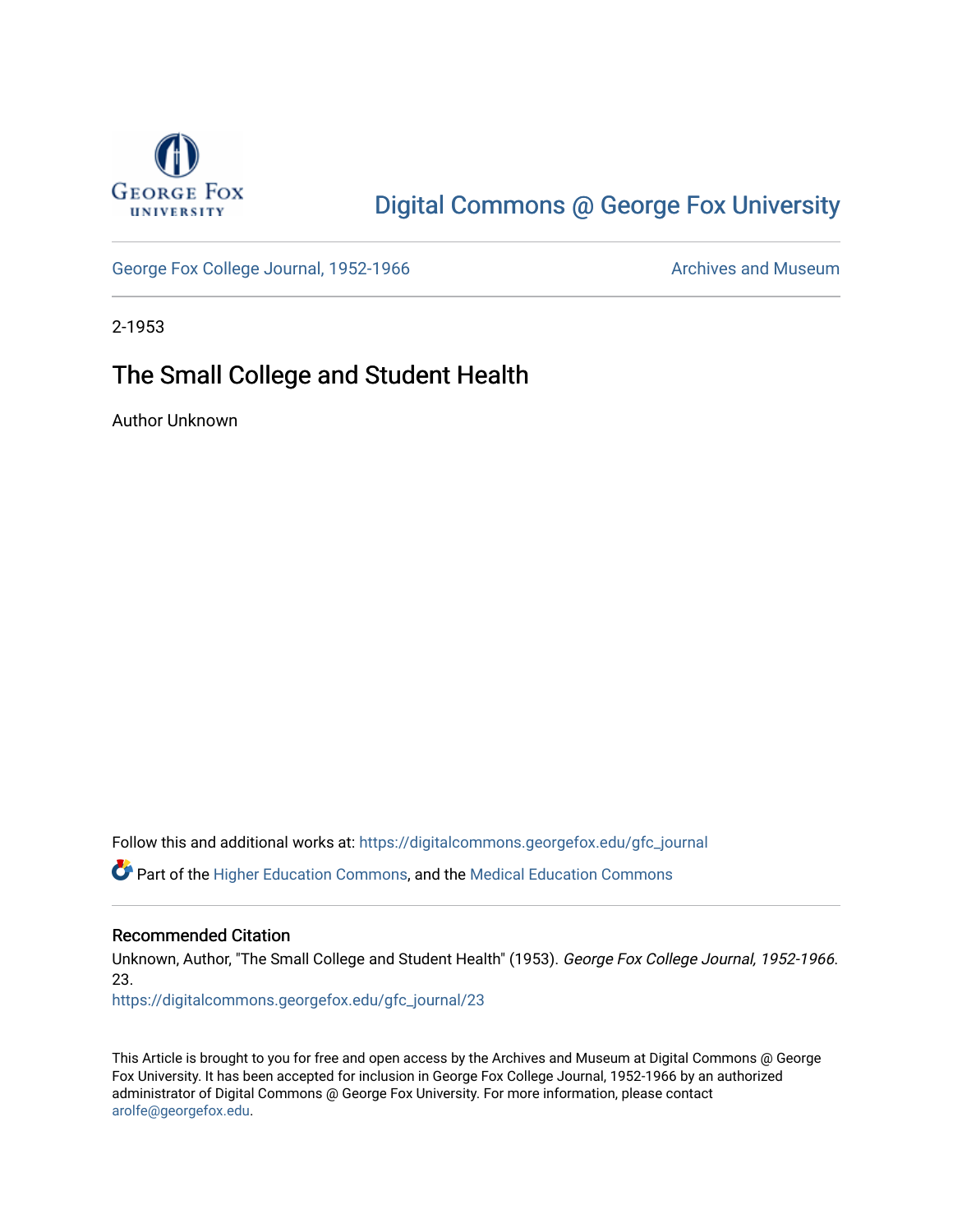George Fox University

# Digital Commons @ George Fox University

George Fox College Journal, 1952-1966 | Archives and Museum

2-1953

## The Small College and Student Health

Author Unknown

Follow this and additional works at: https://digitalcommons.georgefox.edu/gfc_journal

Part of the Higher Education Commons, and the Medical Education Commons

### Recommended Citation

Unknown, Author, "The Small College and Student Health" (1953). *George Fox College Journal, 1952-1966*. 23.
https://digitalcommons.georgefox.edu/gfc_journal/23

This Article is brought to you for free and open access by the Archives and Museum at Digital Commons @ George Fox University. It has been accepted for inclusion in George Fox College Journal, 1952-1966 by an authorized administrator of Digital Commons @ George Fox University. For more information, please contact arolfe@georgefox.edu.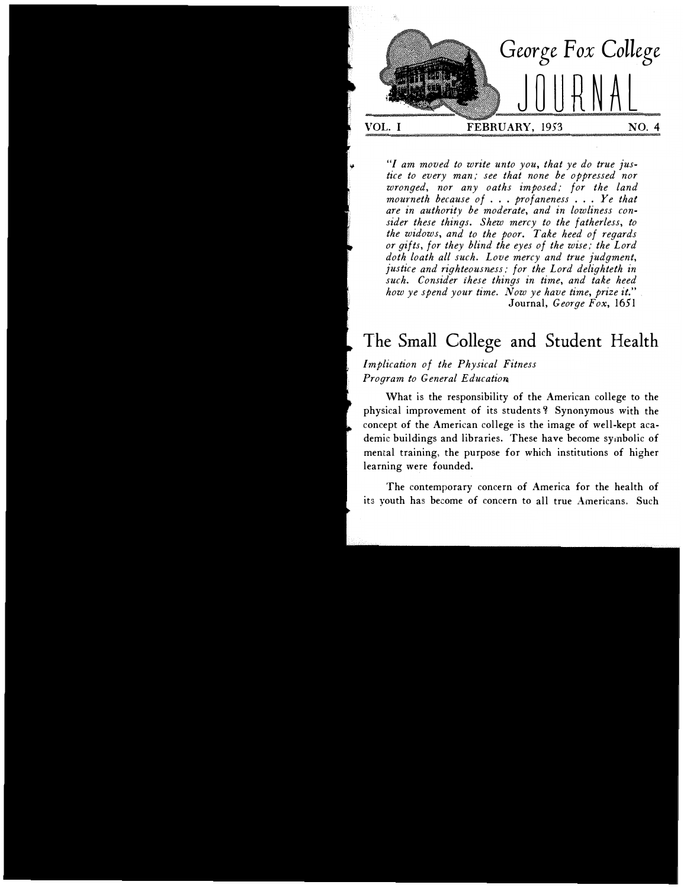# George Fox College JOURNAL

VOL. I FEBRUARY, 1953 NO. 4

*"I am moved to write unto you, that ye do true justice to every man; see that none be oppressed nor wronged, nor any oaths imposed; for the land mourneth because of . . . profaneness . . . Ye that are in authority be moderate, and in lowliness consider these things. Shew mercy to the fatherless, to the widows, and to the poor. Take heed of regards or gifts, for they blind the eyes of the wise; the Lord doth loath all such. Love mercy and true judgment, justice and righteousness; for the Lord delighteth in such. Consider these things in time, and take heed how ye spend your time. Now ye have time, prize it."*
Journal, *George Fox*, 1651

## The Small College and Student Health

*Implication of the Physical Fitness Program to General Education*

What is the responsibility of the American college to the physical improvement of its students? Synonymous with the concept of the American college is the image of well-kept academic buildings and libraries. These have become symbolic of mental training, the purpose for which institutions of higher learning were founded.

The contemporary concern of America for the health of its youth has become of concern to all true Americans. Such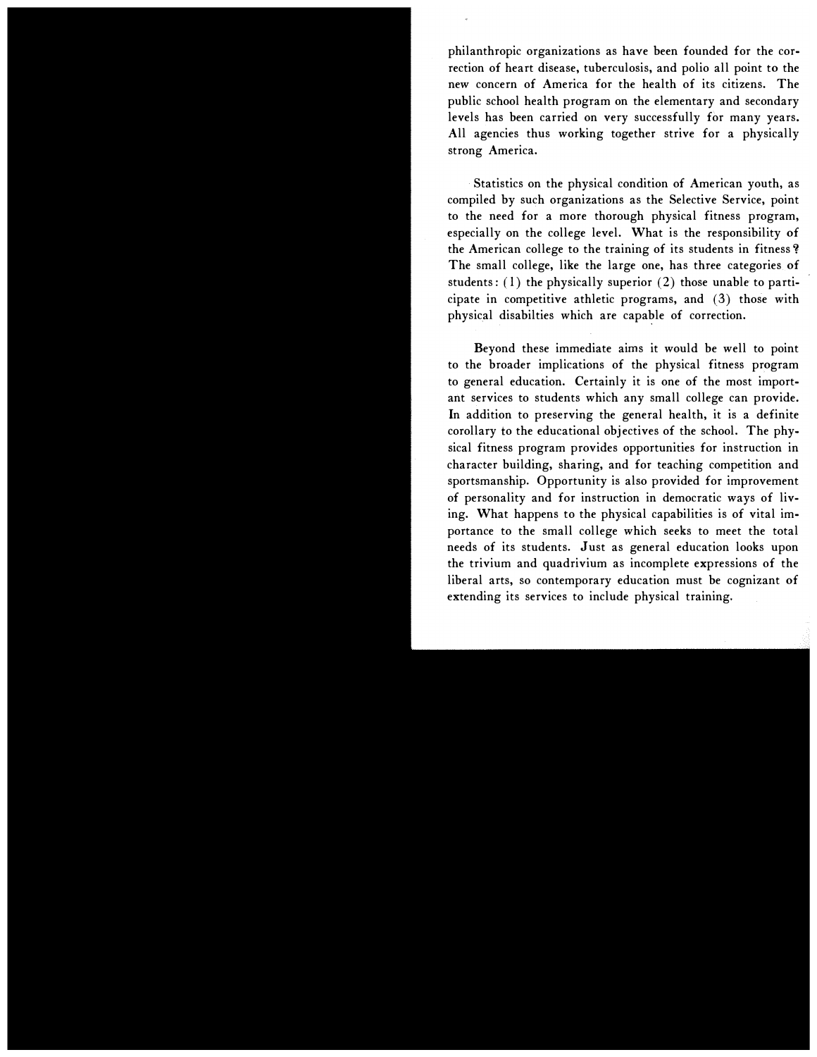philanthropic organizations as have been founded for the correction of heart disease, tuberculosis, and polio all point to the new concern of America for the health of its citizens. The public school health program on the elementary and secondary levels has been carried on very successfully for many years. All agencies thus working together strive for a physically strong America.

Statistics on the physical condition of American youth, as compiled by such organizations as the Selective Service, point to the need for a more thorough physical fitness program, especially on the college level. What is the responsibility of the American college to the training of its students in fitness? The small college, like the large one, has three categories of students: (1) the physically superior (2) those unable to participate in competitive athletic programs, and (3) those with physical disabilties which are capable of correction.

Beyond these immediate aims it would be well to point to the broader implications of the physical fitness program to general education. Certainly it is one of the most important services to students which any small college can provide. In addition to preserving the general health, it is a definite corollary to the educational objectives of the school. The physical fitness program provides opportunities for instruction in character building, sharing, and for teaching competition and sportsmanship. Opportunity is also provided for improvement of personality and for instruction in democratic ways of living. What happens to the physical capabilities is of vital importance to the small college which seeks to meet the total needs of its students. Just as general education looks upon the trivium and quadrivium as incomplete expressions of the liberal arts, so contemporary education must be cognizant of extending its services to include physical training.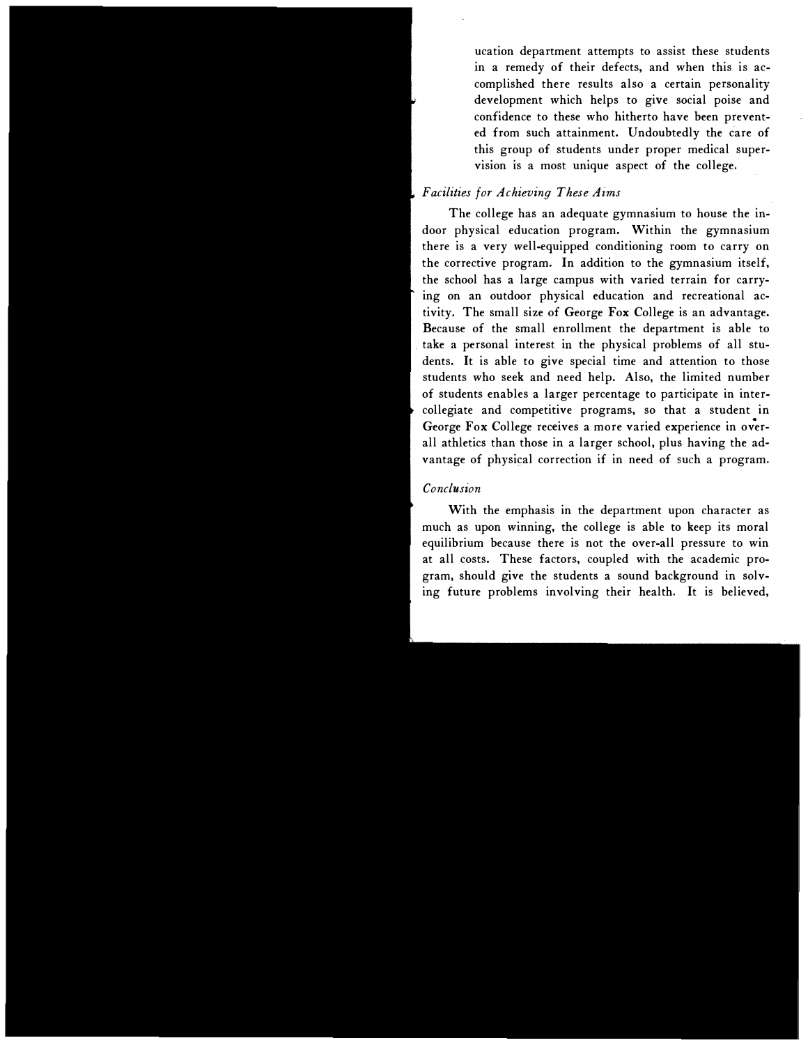ucation department attempts to assist these students in a remedy of their defects, and when this is accomplished there results also a certain personality development which helps to give social poise and confidence to these who hitherto have been prevented from such attainment. Undoubtedly the care of this group of students under proper medical supervision is a most unique aspect of the college.

### *Facilities for Achieving These Aims*

The college has an adequate gymnasium to house the indoor physical education program. Within the gymnasium there is a very well-equipped conditioning room to carry on the corrective program. In addition to the gymnasium itself, the school has a large campus with varied terrain for carrying on an outdoor physical education and recreational activity. The small size of George Fox College is an advantage. Because of the small enrollment the department is able to take a personal interest in the physical problems of all students. It is able to give special time and attention to those students who seek and need help. Also, the limited number of students enables a larger percentage to participate in intercollegiate and competitive programs, so that a student in George Fox College receives a more varied experience in overall athletics than those in a larger school, plus having the advantage of physical correction if in need of such a program.

### *Conclusion*

With the emphasis in the department upon character as much as upon winning, the college is able to keep its moral equilibrium because there is not the over-all pressure to win at all costs. These factors, coupled with the academic program, should give the students a sound background in solving future problems involving their health. It is believed,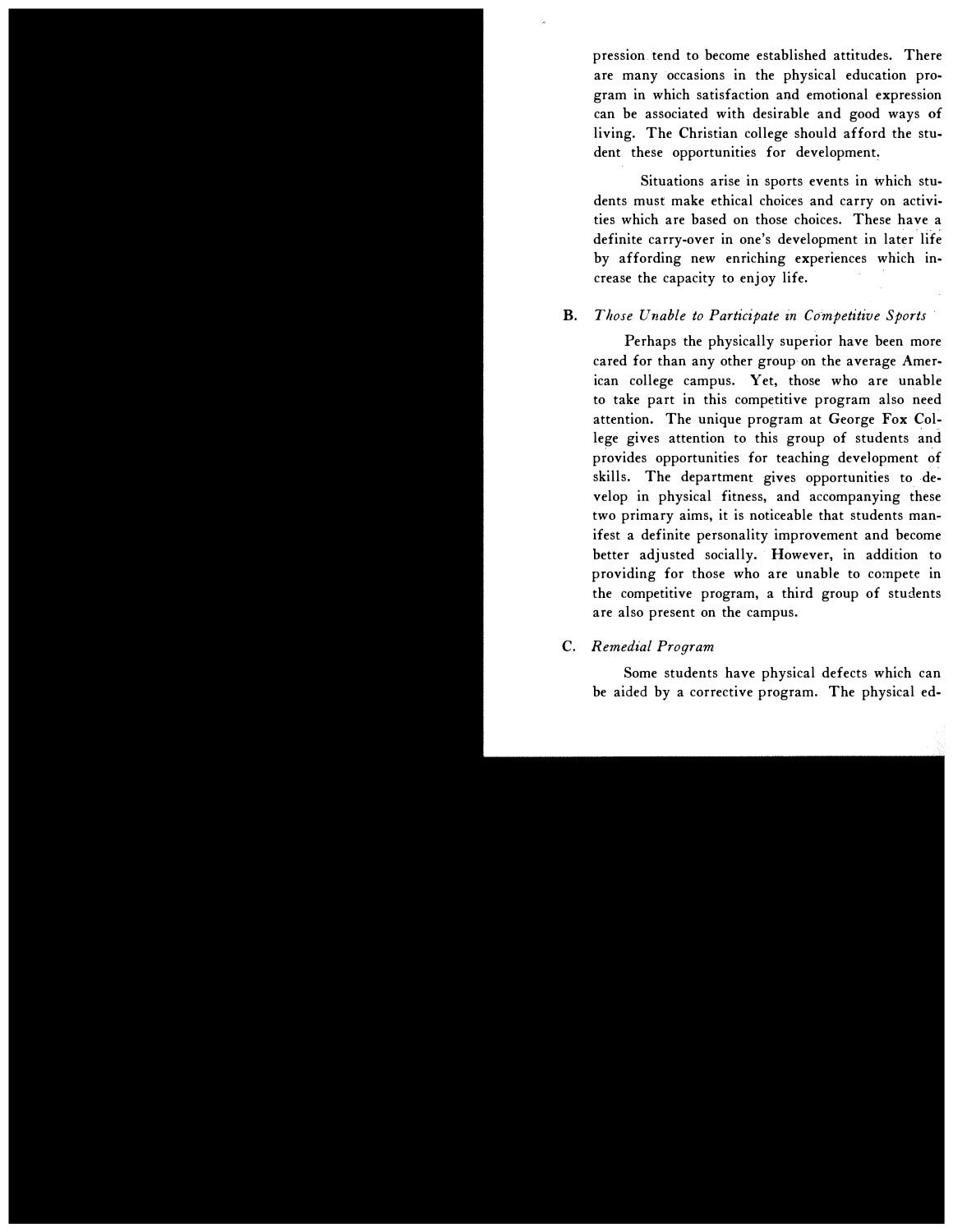pression tend to become established attitudes. There are many occasions in the physical education program in which satisfaction and emotional expression can be associated with desirable and good ways of living. The Christian college should afford the student these opportunities for development.

Situations arise in sports events in which students must make ethical choices and carry on activities which are based on those choices. These have a definite carry-over in one's development in later life by affording new enriching experiences which increase the capacity to enjoy life.

**B.** *Those Unable to Participate in Competitive Sports*

Perhaps the physically superior have been more cared for than any other group on the average American college campus. Yet, those who are unable to take part in this competitive program also need attention. The unique program at George Fox College gives attention to this group of students and provides opportunities for teaching development of skills. The department gives opportunities to develop in physical fitness, and accompanying these two primary aims, it is noticeable that students manifest a definite personality improvement and become better adjusted socially. However, in addition to providing for those who are unable to compete in the competitive program, a third group of students are also present on the campus.

**C.** *Remedial Program*

Some students have physical defects which can be aided by a corrective program. The physical ed-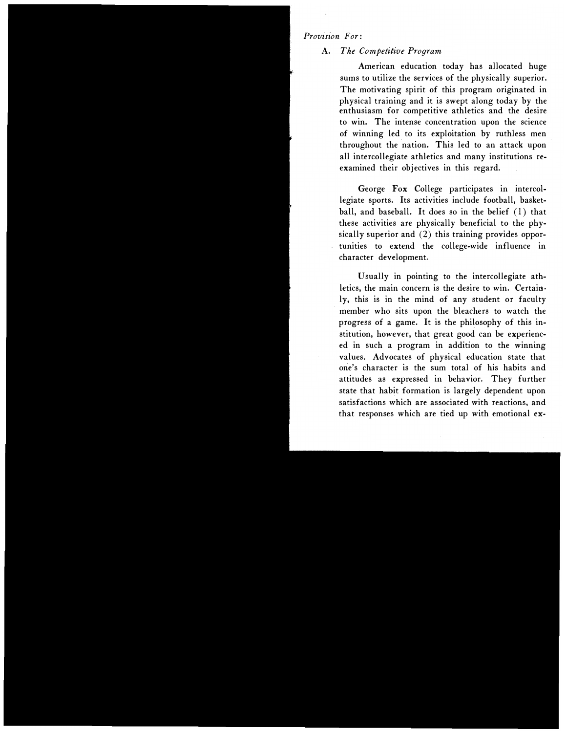*Provision For:*

A. *The Competitive Program*

American education today has allocated huge sums to utilize the services of the physically superior. The motivating spirit of this program originated in physical training and it is swept along today by the enthusiasm for competitive athletics and the desire to win. The intense concentration upon the science of winning led to its exploitation by ruthless men throughout the nation. This led to an attack upon all intercollegiate athletics and many institutions re-examined their objectives in this regard.

George Fox College participates in intercollegiate sports. Its activities include football, basketball, and baseball. It does so in the belief (1) that these activities are physically beneficial to the physically superior and (2) this training provides opportunities to extend the college-wide influence in character development.

Usually in pointing to the intercollegiate athletics, the main concern is the desire to win. Certainly, this is in the mind of any student or faculty member who sits upon the bleachers to watch the progress of a game. It is the philosophy of this institution, however, that great good can be experienced in such a program in addition to the winning values. Advocates of physical education state that one's character is the sum total of his habits and attitudes as expressed in behavior. They further state that habit formation is largely dependent upon satisfactions which are associated with reactions, and that responses which are tied up with emotional ex-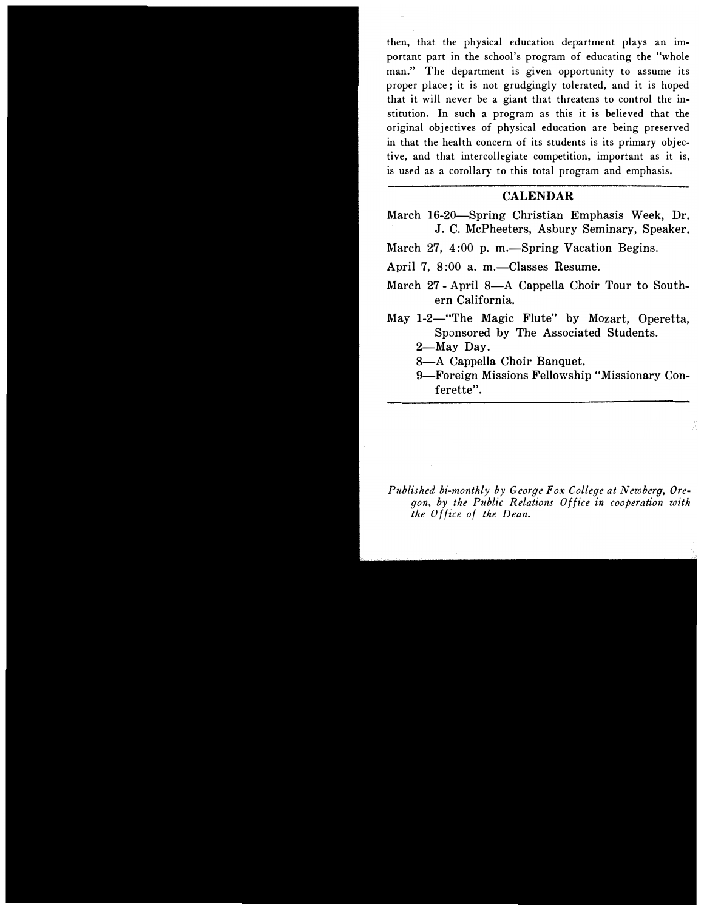then, that the physical education department plays an important part in the school's program of educating the "whole man." The department is given opportunity to assume its proper place; it is not grudgingly tolerated, and it is hoped that it will never be a giant that threatens to control the institution. In such a program as this it is believed that the original objectives of physical education are being preserved in that the health concern of its students is its primary objective, and that intercollegiate competition, important as it is, is used as a corollary to this total program and emphasis.

## CALENDAR

March 16-20—Spring Christian Emphasis Week, Dr. J. C. McPheeters, Asbury Seminary, Speaker.

March 27, 4:00 p. m.—Spring Vacation Begins.

April 7, 8:00 a. m.—Classes Resume.

March 27 - April 8—A Cappella Choir Tour to Southern California.

May 1-2—"The Magic Flute" by Mozart, Operetta, Sponsored by The Associated Students.

2—May Day.

8—A Cappella Choir Banquet.

9—Foreign Missions Fellowship "Missionary Conferette".

*Published bi-monthly by George Fox College at Newberg, Oregon, by the Public Relations Office in cooperation with the Office of the Dean.*